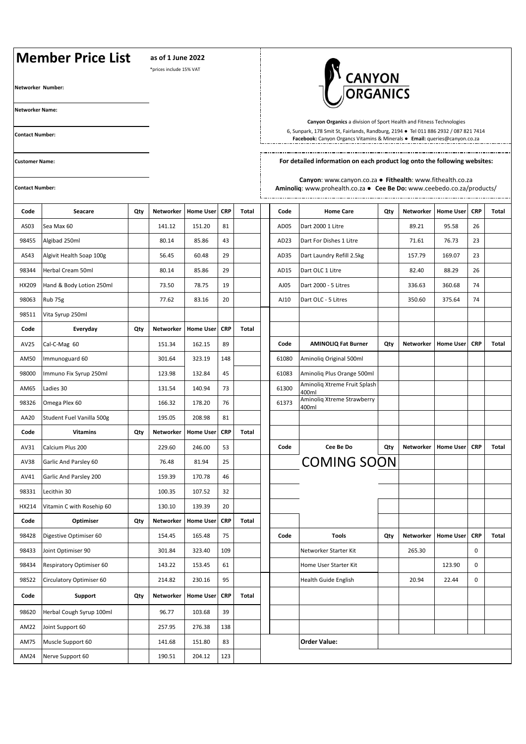# Member Price List

**as of 1 June 2022**

*prices include 15% VAT

**Networker Number:**

**Networker Name:**

**Contact Number:**

**Customer Name:**

**Contact Number:**

CANYON ORGANICS

**Canyon Organics** a division of Sport Health and Fitness Technologies

6, Sunpark, 178 Smit St, Fairlands, Randburg, 2194 ● Tel 011 886 2932 / 087 821 7414

**Facebook:** Canyon Organcs Vitamins & Minerals ● **Email:** queries@canyon.co.za

**For detailed information on each product log onto the following websites:**

**Canyon**: www.canyon.co.za ● **Fithealth**: www.fithealth.co.za

**Aminoliq**: www.prohealth.co.za ● **Cee Be Do:** www.ceebedo.co.za/products/

| Code | Seacare | Qty | Networker | Home User | CRP | Total |
|---|---|---|---|---|---|---|
| AS03 | Sea Max 60 | | 141.12 | 151.20 | 81 | |
| 98455 | Algibad 250ml | | 80.14 | 85.86 | 43 | |
| AS43 | Algivit Health Soap 100g | | 56.45 | 60.48 | 29 | |
| 98344 | Herbal Cream 50ml | | 80.14 | 85.86 | 29 | |
| HX209 | Hand & Body Lotion 250ml | | 73.50 | 78.75 | 19 | |
| 98063 | Rub 75g | | 77.62 | 83.16 | 20 | |
| 98511 | Vita Syrup 250ml | | | | | |
| **Code** | **Everyday** | **Qty** | **Networker** | **Home User** | **CRP** | **Total** |
| AV25 | Cal-C-Mag 60 | | 151.34 | 162.15 | 89 | |
| AM50 | Immunoguard 60 | | 301.64 | 323.19 | 148 | |
| 98000 | Immuno Fix Syrup 250ml | | 123.98 | 132.84 | 45 | |
| AM65 | Ladies 30 | | 131.54 | 140.94 | 73 | |
| 98326 | Omega Plex 60 | | 166.32 | 178.20 | 76 | |
| AA20 | Student Fuel Vanilla 500g | | 195.05 | 208.98 | 81 | |
| **Code** | **Vitamins** | **Qty** | **Networker** | **Home User** | **CRP** | **Total** |
| AV31 | Calcium Plus 200 | | 229.60 | 246.00 | 53 | |
| AV38 | Garlic And Parsley 60 | | 76.48 | 81.94 | 25 | |
| AV41 | Garlic And Parsley 200 | | 159.39 | 170.78 | 46 | |
| 98331 | Lecithin 30 | | 100.35 | 107.52 | 32 | |
| HX214 | Vitamin C with Rosehip 60 | | 130.10 | 139.39 | 20 | |
| **Code** | **Optimiser** | **Qty** | **Networker** | **Home User** | **CRP** | **Total** |
| 98428 | Digestive Optimiser 60 | | 154.45 | 165.48 | 75 | |
| 98433 | Joint Optimiser 90 | | 301.84 | 323.40 | 109 | |
| 98434 | Respiratory Optimiser 60 | | 143.22 | 153.45 | 61 | |
| 98522 | Circulatory Optimiser 60 | | 214.82 | 230.16 | 95 | |
| **Code** | **Support** | **Qty** | **Networker** | **Home User** | **CRP** | **Total** |
| 98620 | Herbal Cough Syrup 100ml | | 96.77 | 103.68 | 39 | |
| AM22 | Joint Support 60 | | 257.95 | 276.38 | 138 | |
| AM75 | Muscle Support 60 | | 141.68 | 151.80 | 83 | |
| AM24 | Nerve Support 60 | | 190.51 | 204.12 | 123 | |

| Code | Home Care | Qty | Networker | Home User | CRP | Total |
|---|---|---|---|---|---|---|
| AD05 | Dart 2000 1 Litre | | 89.21 | 95.58 | 26 | |
| AD23 | Dart For Dishes 1 Litre | | 71.61 | 76.73 | 23 | |
| AD35 | Dart Laundry Refill 2.5kg | | 157.79 | 169.07 | 23 | |
| AD15 | Dart OLC 1 Litre | | 82.40 | 88.29 | 26 | |
| AJ05 | Dart 2000 - 5 Litres | | 336.63 | 360.68 | 74 | |
| AJ10 | Dart OLC - 5 Litres | | 350.60 | 375.64 | 74 | |
| **Code** | **AMINOLIQ Fat Burner** | **Qty** | **Networker** | **Home User** | **CRP** | **Total** |
| 61080 | Aminoliq Original 500ml | | | | | |
| 61083 | Aminoliq Plus Orange 500ml | | | | | |
| 61300 | Aminoliq Xtreme Fruit Splash 400ml | | | | | |
| 61373 | Aminoliq Xtreme Strawberry 400ml | | | | | |
| **Code** | **Cee Be Do** | **Qty** | **Networker** | **Home User** | **CRP** | **Total** |
| | COMING SOON | | | | | |
| **Code** | **Tools** | **Qty** | **Networker** | **Home User** | **CRP** | **Total** |
| | Networker Starter Kit | | 265.30 | | 0 | |
| | Home User Starter Kit | | | 123.90 | 0 | |
| | Health Guide English | | 20.94 | 22.44 | 0 | |
| | **Order Value:** | | | | | |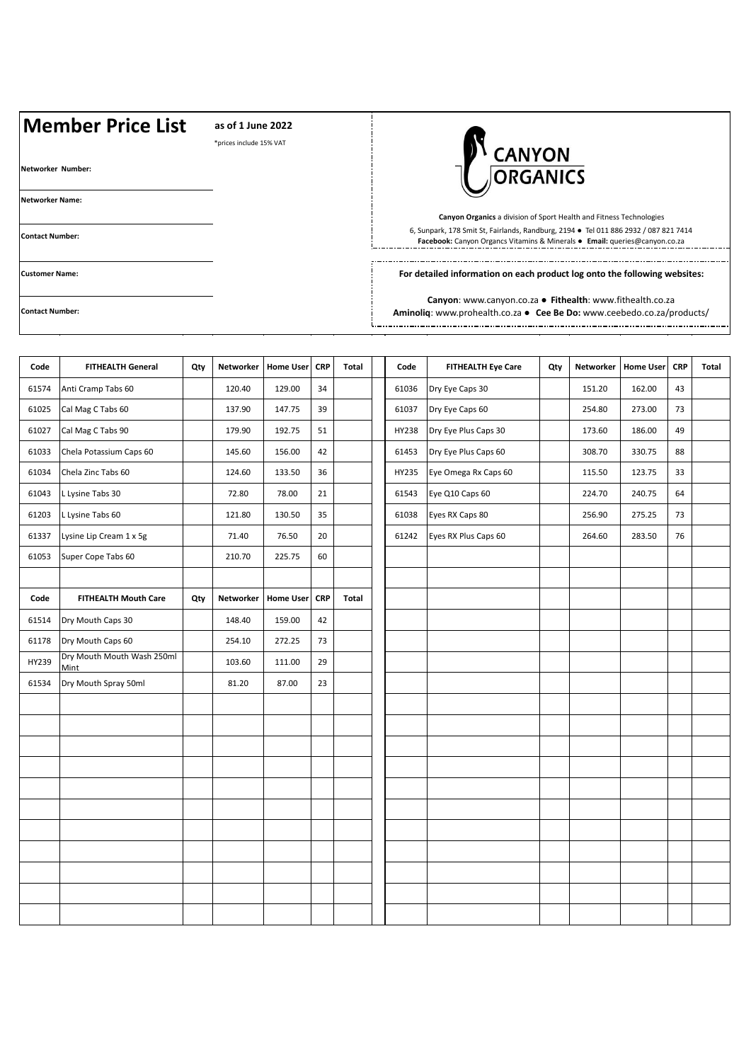# Member Price List

**as of 1 June 2022**

*prices include 15% VAT

**Networker Number:**

**Networker Name:**

**Contact Number:**

**Customer Name:**

**Contact Number:**

CANYON ORGANICS

**Canyon Organics** a division of Sport Health and Fitness Technologies

6, Sunpark, 178 Smit St, Fairlands, Randburg, 2194 ● Tel 011 886 2932 / 087 821 7414

**Facebook:** Canyon Organcs Vitamins & Minerals ● **Email:** queries@canyon.co.za

**For detailed information on each product log onto the following websites:**

**Canyon**: www.canyon.co.za ● **Fithealth**: www.fithealth.co.za

**Aminoliq**: www.prohealth.co.za ● **Cee Be Do:** www.ceebedo.co.za/products/

| Code | FITHEALTH General | Qty | Networker | Home User | CRP | Total |
|---|---|---|---|---|---|---|
| 61574 | Anti Cramp Tabs 60 | | 120.40 | 129.00 | 34 | |
| 61025 | Cal Mag C Tabs 60 | | 137.90 | 147.75 | 39 | |
| 61027 | Cal Mag C Tabs 90 | | 179.90 | 192.75 | 51 | |
| 61033 | Chela Potassium Caps 60 | | 145.60 | 156.00 | 42 | |
| 61034 | Chela Zinc Tabs 60 | | 124.60 | 133.50 | 36 | |
| 61043 | L Lysine Tabs 30 | | 72.80 | 78.00 | 21 | |
| 61203 | L Lysine Tabs 60 | | 121.80 | 130.50 | 35 | |
| 61337 | Lysine Lip Cream 1 x 5g | | 71.40 | 76.50 | 20 | |
| 61053 | Super Cope Tabs 60 | | 210.70 | 225.75 | 60 | |

| Code | FITHEALTH Mouth Care | Qty | Networker | Home User | CRP | Total |
|---|---|---|---|---|---|---|
| 61514 | Dry Mouth Caps 30 | | 148.40 | 159.00 | 42 | |
| 61178 | Dry Mouth Caps 60 | | 254.10 | 272.25 | 73 | |
| HY239 | Dry Mouth Mouth Wash 250ml Mint | | 103.60 | 111.00 | 29 | |
| 61534 | Dry Mouth Spray 50ml | | 81.20 | 87.00 | 23 | |

| Code | FITHEALTH Eye Care | Qty | Networker | Home User | CRP | Total |
|---|---|---|---|---|---|---|
| 61036 | Dry Eye Caps 30 | | 151.20 | 162.00 | 43 | |
| 61037 | Dry Eye Caps 60 | | 254.80 | 273.00 | 73 | |
| HY238 | Dry Eye Plus Caps 30 | | 173.60 | 186.00 | 49 | |
| 61453 | Dry Eye Plus Caps 60 | | 308.70 | 330.75 | 88 | |
| HY235 | Eye Omega Rx Caps 60 | | 115.50 | 123.75 | 33 | |
| 61543 | Eye Q10 Caps 60 | | 224.70 | 240.75 | 64 | |
| 61038 | Eyes RX Caps 80 | | 256.90 | 275.25 | 73 | |
| 61242 | Eyes RX Plus Caps 60 | | 264.60 | 283.50 | 76 | |